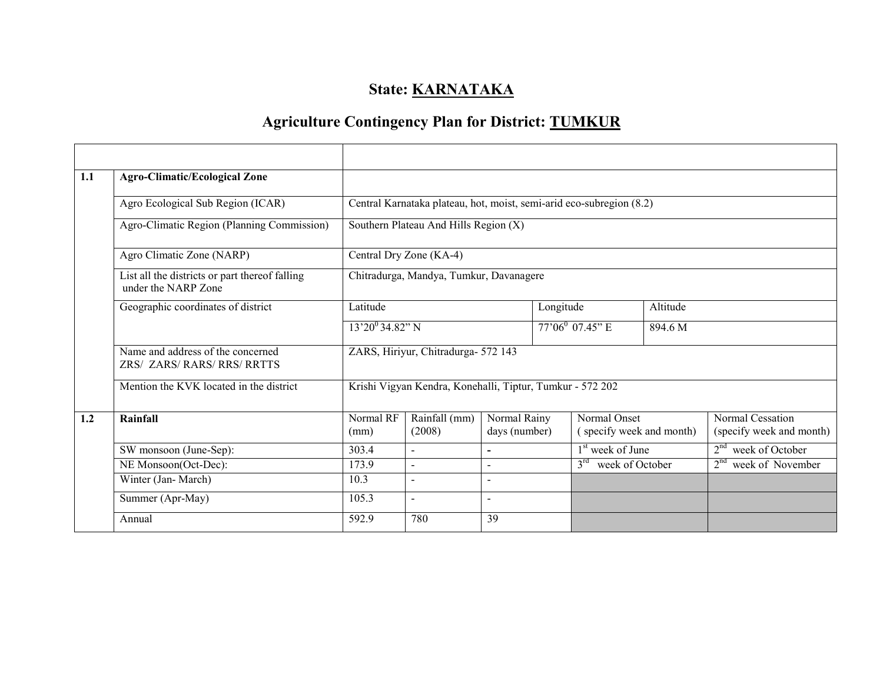# State: KARNATAKA

## Agriculture Contingency Plan for District: TUMKUR

| | | | | | | |
|---|---|---|---|---|---|---|
| | | | | | | |
| 1.1 | **Agro-Climatic/Ecological Zone** | | | | | |
| | Agro Ecological Sub Region (ICAR) | Central Karnataka plateau, hot, moist, semi-arid eco-subregion (8.2) | | | | |
| | Agro-Climatic Region (Planning Commission) | Southern Plateau And Hills Region (X) | | | | |
| | Agro Climatic Zone (NARP) | Central Dry Zone (KA-4) | | | | |
| | List all the districts or part thereof falling under the NARP Zone | Chitradurga, Mandya, Tumkur, Davanagere | | | | |
| | Geographic coordinates of district | Latitude | | | Longitude | Altitude |
| | | $13'20^0$ 34.82" N | | | $77'06^0$ 07.45" E | 894.6 M |
| | Name and address of the concerned ZRS/ ZARS/ RARS/ RRS/ RRTTS | ZARS, Hiriyur, Chitradurga- 572 143 | | | | |
| | Mention the KVK located in the district | Krishi Vigyan Kendra, Konehalli, Tiptur, Tumkur - 572 202 | | | | |
| 1.2 | **Rainfall** | Normal RF (mm) | Rainfall (mm) (2008) | Normal Rainy days (number) | Normal Onset (specify week and month) | Normal Cessation (specify week and month) |
| | SW monsoon (June-Sep): | 303.4 | - | - | 1st week of June | 2nd week of October |
| | NE Monsoon(Oct-Dec): | 173.9 | - | - | 3rd week of October | 2nd week of November |
| | Winter (Jan- March) | 10.3 | - | - | | |
| | Summer (Apr-May) | 105.3 | - | - | | |
| | Annual | 592.9 | 780 | 39 | | |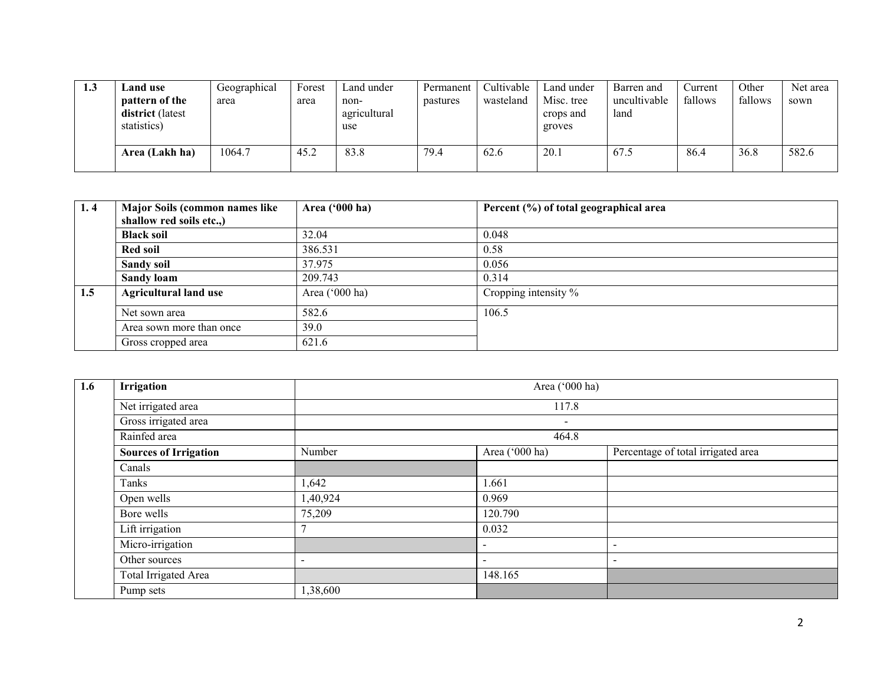| 1.3 | Land use pattern of the district (latest statistics) | Geographical area | Forest area | Land under non-agricultural use | Permanent pastures | Cultivable wasteland | Land under Misc. tree crops and groves | Barren and uncultivable land | Current fallows | Other fallows | Net area sown |
|---|---|---|---|---|---|---|---|---|---|---|---|
| | **Area (Lakh ha)** | 1064.7 | 45.2 | 83.8 | 79.4 | 62.6 | 20.1 | 67.5 | 86.4 | 36.8 | 582.6 |

| 1. 4 | Major Soils (common names like shallow red soils etc.,) | Area ('000 ha) | Percent (%) of total geographical area |
|---|---|---|---|
| | **Black soil** | 32.04 | 0.048 |
| | **Red soil** | 386.531 | 0.58 |
| | **Sandy soil** | 37.975 | 0.056 |
| | **Sandy loam** | 209.743 | 0.314 |
| 1.5 | **Agricultural land use** | Area ('000 ha) | Cropping intensity % |
| | Net sown area | 582.6 | 106.5 |
| | Area sown more than once | 39.0 | |
| | Gross cropped area | 621.6 | |

| 1.6 | Irrigation | Area ('000 ha) | | |
|---|---|---|---|---|
| | Net irrigated area | 117.8 | | |
| | Gross irrigated area | - | | |
| | Rainfed area | 464.8 | | |
| | **Sources of Irrigation** | Number | Area ('000 ha) | Percentage of total irrigated area |
| | Canals | | | |
| | Tanks | 1,642 | 1.661 | |
| | Open wells | 1,40,924 | 0.969 | |
| | Bore wells | 75,209 | 120.790 | |
| | Lift irrigation | 7 | 0.032 | |
| | Micro-irrigation | | - | - |
| | Other sources | - | - | - |
| | Total Irrigated Area | | 148.165 | |
| | Pump sets | 1,38,600 | | |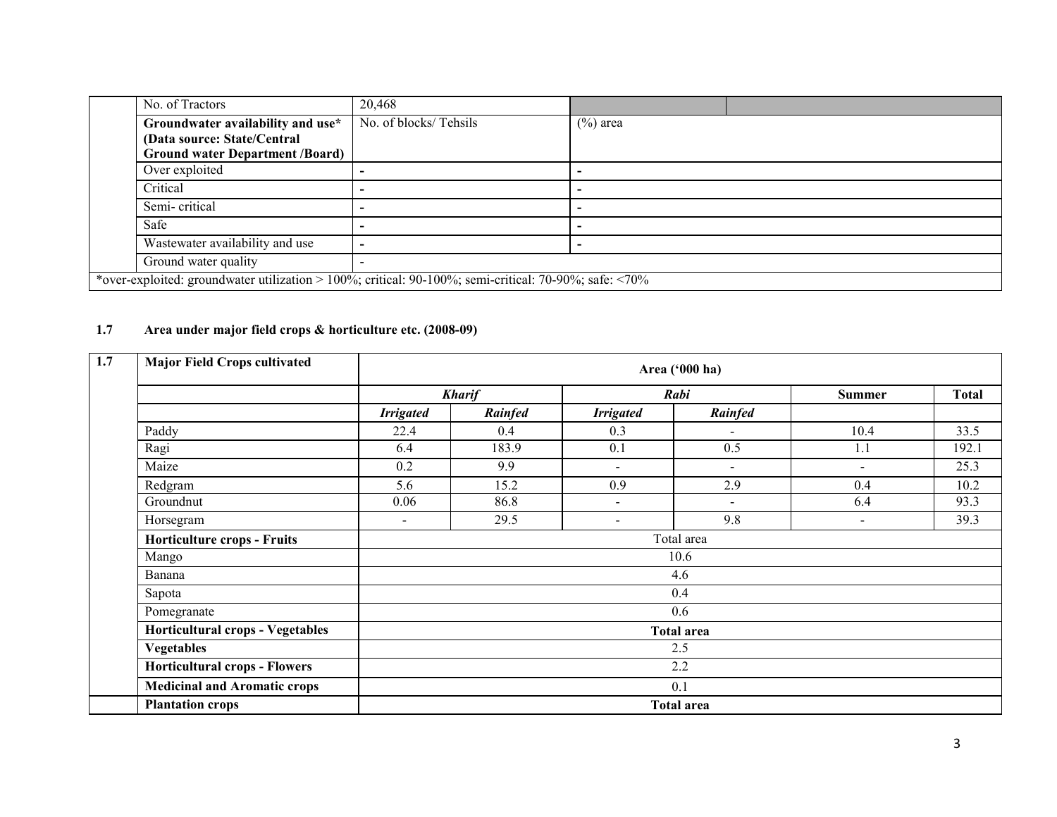| | | | | |
|---|---|---|---|---|
| | No. of Tractors | 20,468 | | |
| | **Groundwater availability and use* (Data source: State/Central Ground water Department /Board)** | No. of blocks/ Tehsils | (%) area | |
| | Over exploited | - | - | |
| | Critical | - | - | |
| | Semi- critical | - | - | |
| | Safe | - | - | |
| | Wastewater availability and use | - | - | |
| | Ground water quality | - | | |

*over-exploited: groundwater utilization > 100%; critical: 90-100%; semi-critical: 70-90%; safe: <70%

### 1.7 Area under major field crops & horticulture etc. (2008-09)

| 1.7 | Major Field Crops cultivated | Area ('000 ha) | | | | | |
|---|---|---|---|---|---|---|---|
| | | *Kharif* | | *Rabi* | | Summer | Total |
| | | *Irrigated* | *Rainfed* | *Irrigated* | *Rainfed* | | |
| | Paddy | 22.4 | 0.4 | 0.3 | - | 10.4 | 33.5 |
| | Ragi | 6.4 | 183.9 | 0.1 | 0.5 | 1.1 | 192.1 |
| | Maize | 0.2 | 9.9 | - | - | - | 25.3 |
| | Redgram | 5.6 | 15.2 | 0.9 | 2.9 | 0.4 | 10.2 |
| | Groundnut | 0.06 | 86.8 | - | - | 6.4 | 93.3 |
| | Horsegram | - | 29.5 | - | 9.8 | - | 39.3 |
| | **Horticulture crops - Fruits** | Total area | | | | | |
| | Mango | 10.6 | | | | | |
| | Banana | 4.6 | | | | | |
| | Sapota | 0.4 | | | | | |
| | Pomegranate | 0.6 | | | | | |
| | **Horticultural crops - Vegetables** | **Total area** | | | | | |
| | **Vegetables** | 2.5 | | | | | |
| | **Horticultural crops - Flowers** | 2.2 | | | | | |
| | **Medicinal and Aromatic crops** | 0.1 | | | | | |
| | **Plantation crops** | **Total area** | | | | | |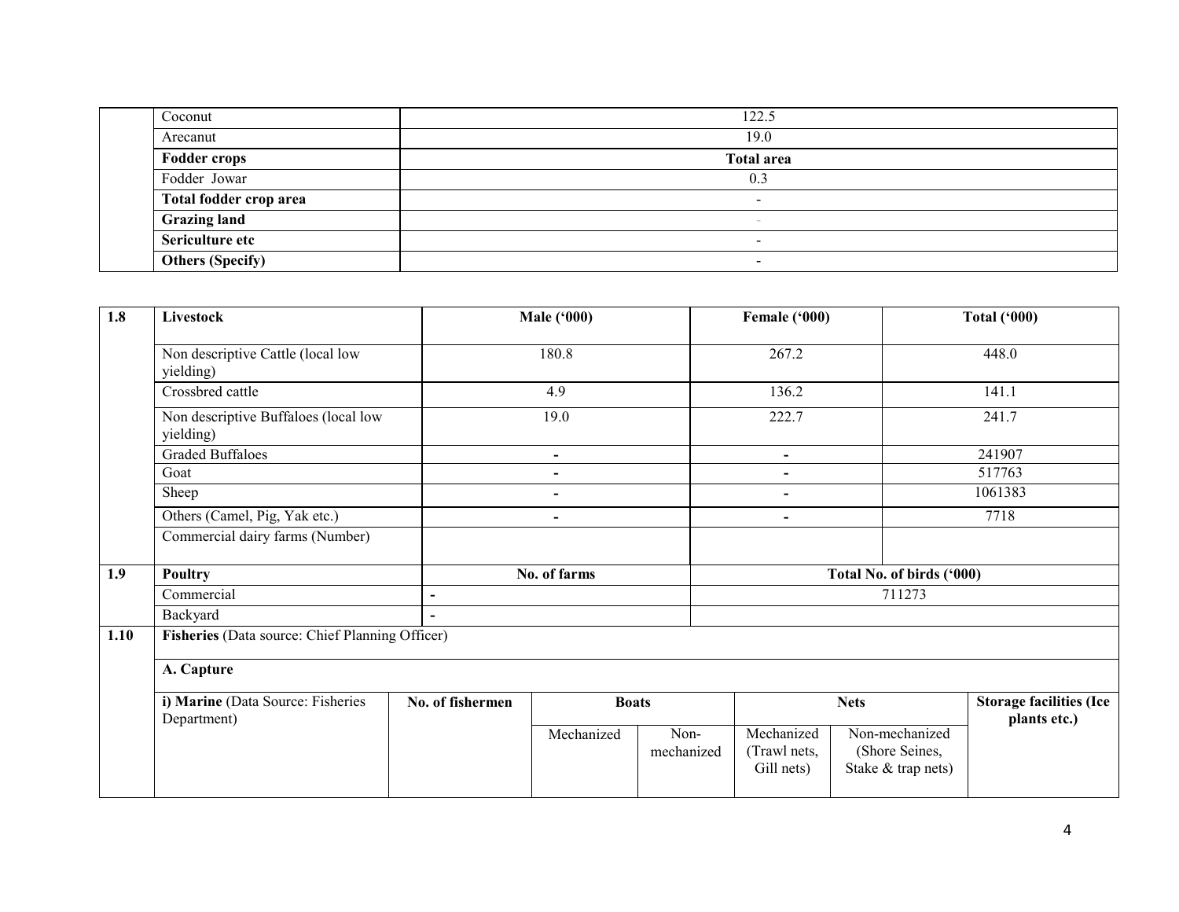| | | |
|---|---|---|
| | Coconut | 122.5 |
| | Arecanut | 19.0 |
| | **Fodder crops** | **Total area** |
| | Fodder Jowar | 0.3 |
| | **Total fodder crop area** | - |
| | **Grazing land** | - |
| | **Sericulture etc** | - |
| | **Others (Specify)** | - |

| | | | | |
|---|---|---|---|---|
| **1.8** | **Livestock** | **Male ('000)** | **Female ('000)** | **Total ('000)** |
| | Non descriptive Cattle (local low yielding) | 180.8 | 267.2 | 448.0 |
| | Crossbred cattle | 4.9 | 136.2 | 141.1 |
| | Non descriptive Buffaloes (local low yielding) | 19.0 | 222.7 | 241.7 |
| | Graded Buffaloes | - | - | 241907 |
| | Goat | - | - | 517763 |
| | Sheep | - | - | 1061383 |
| | Others (Camel, Pig, Yak etc.) | - | - | 7718 |
| | Commercial dairy farms (Number) | | | |
| **1.9** | **Poultry** | **No. of farms** | **Total No. of birds ('000)** | |
| | Commercial | - | 711273 | |
| | Backyard | - | | |

| | | | | | | | |
|---|---|---|---|---|---|---|---|
| **1.10** | **Fisheries** (Data source: Chief Planning Officer) | | | | | | |
| | **A. Capture** | | | | | | |
| | **i) Marine** (Data Source: Fisheries Department) | **No. of fishermen** | **Boats** | | **Nets** | | **Storage facilities (Ice plants etc.)** |
| | | | Mechanized | Non-mechanized | Mechanized (Trawl nets, Gill nets) | Non-mechanized (Shore Seines, Stake & trap nets) | |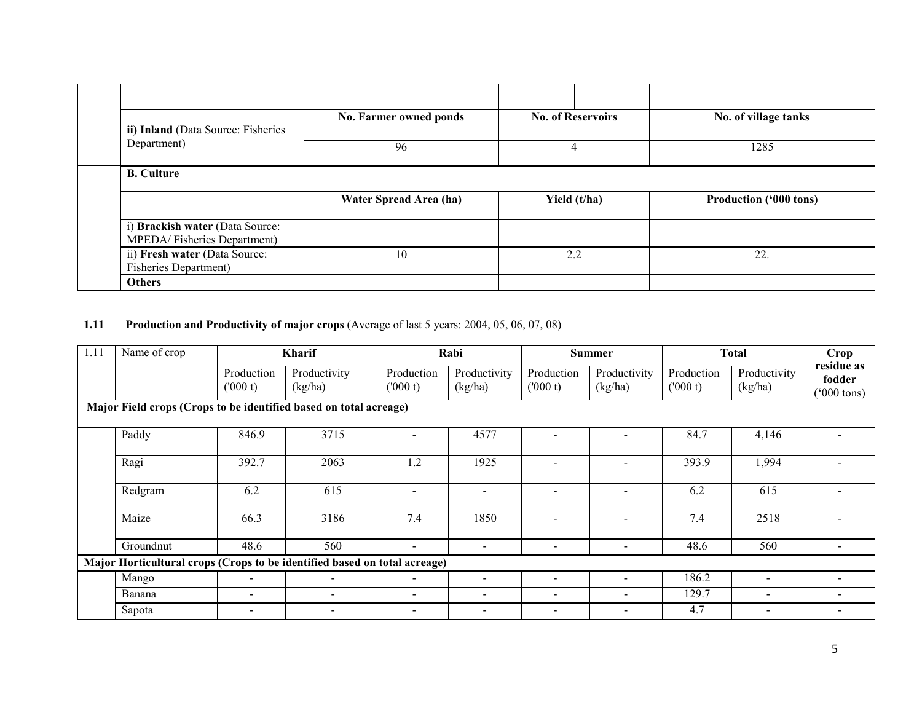| | | | | | | | |
|---|---|---|---|---|---|---|---|
| | | | | | | | |
| | **ii) Inland** (Data Source: Fisheries Department) | **No. Farmer owned ponds** | | **No. of Reservoirs** | | **No. of village tanks** | |
| | | 96 | | 4 | | 1285 | |
| | **B. Culture** | | | | | | |
| | | **Water Spread Area (ha)** | | **Yield (t/ha)** | | **Production ('000 tons)** | |
| | i) **Brackish water** (Data Source: MPEDA/ Fisheries Department) | | | | | | |
| | ii) **Fresh water** (Data Source: Fisheries Department) | 10 | | 2.2 | | 22. | |
| | **Others** | | | | | | |

**1.11 Production and Productivity of major crops** (Average of last 5 years: 2004, 05, 06, 07, 08)

| 1.11 | Name of crop | **Kharif** | | **Rabi** | | **Summer** | | **Total** | | **Crop residue as fodder** ('000 tons) |
|---|---|---|---|---|---|---|---|---|---|---|
| | | Production ('000 t) | Productivity (kg/ha) | Production ('000 t) | Productivity (kg/ha) | Production ('000 t) | Productivity (kg/ha) | Production ('000 t) | Productivity (kg/ha) | |
| **Major Field crops (Crops to be identified based on total acreage)** | | | | | | | | | | |
| | Paddy | 846.9 | 3715 | - | 4577 | - | - | 84.7 | 4,146 | - |
| | Ragi | 392.7 | 2063 | 1.2 | 1925 | - | - | 393.9 | 1,994 | - |
| | Redgram | 6.2 | 615 | - | - | - | - | 6.2 | 615 | - |
| | Maize | 66.3 | 3186 | 7.4 | 1850 | - | - | 7.4 | 2518 | - |
| | Groundnut | 48.6 | 560 | - | - | - | - | 48.6 | 560 | - |
| **Major Horticultural crops (Crops to be identified based on total acreage)** | | | | | | | | | | |
| | Mango | - | - | - | - | - | - | 186.2 | - | - |
| | Banana | - | - | - | - | - | - | 129.7 | - | - |
| | Sapota | - | - | - | - | - | - | 4.7 | - | - |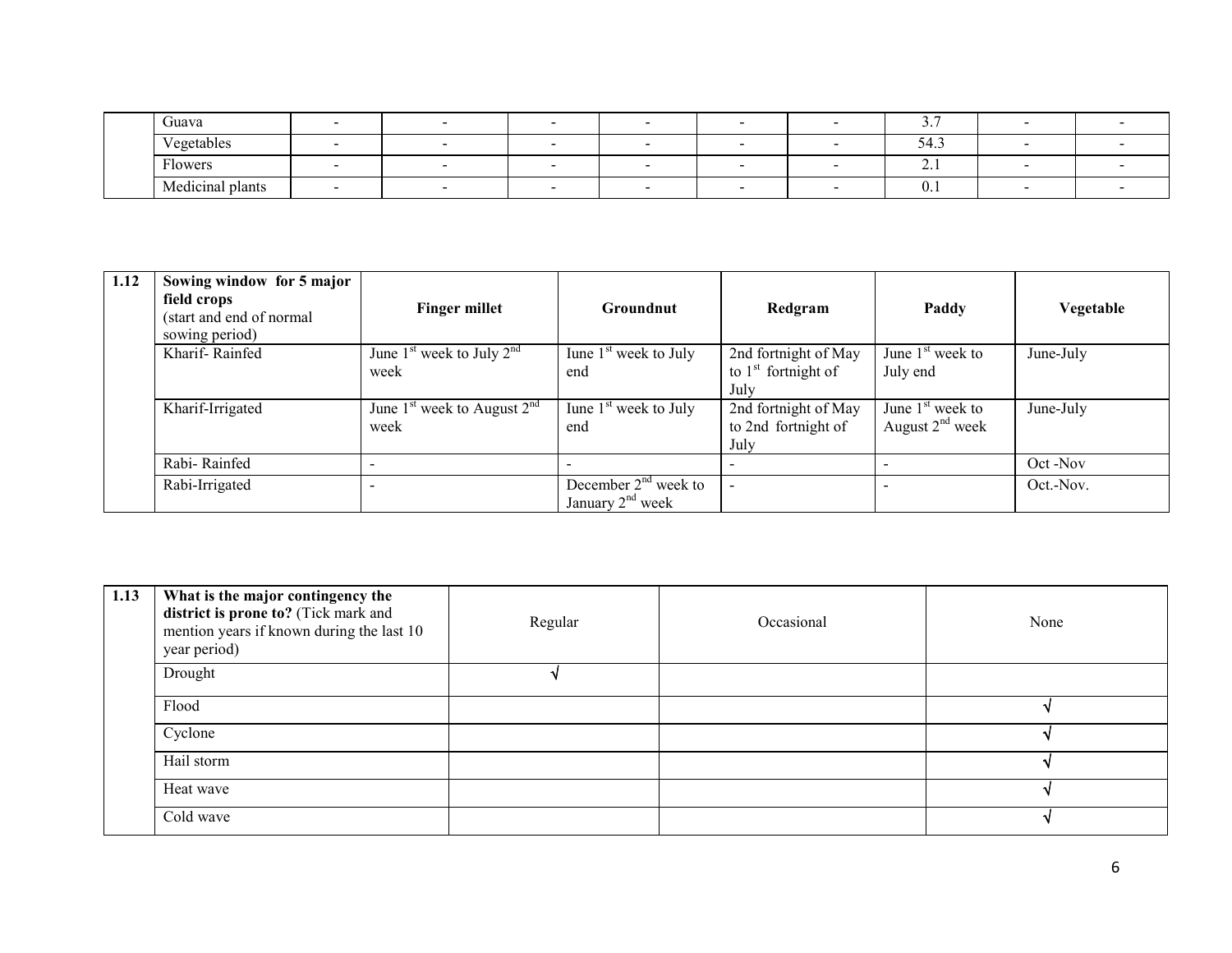| | | | | | | | | | | |
|---|---|---|---|---|---|---|---|---|---|---|
| | Guava | - | - | - | - | - | - | 3.7 | - | - |
| | Vegetables | - | - | - | - | - | - | 54.3 | - | - |
| | Flowers | - | - | - | - | - | - | 2.1 | - | - |
| | Medicinal plants | - | - | - | - | - | - | 0.1 | - | - |

| 1.12 | **Sowing window for 5 major field crops** (start and end of normal sowing period) | **Finger millet** | **Groundnut** | **Redgram** | **Paddy** | **Vegetable** |
|---|---|---|---|---|---|---|
| | Kharif- Rainfed | June 1st week to July 2nd week | Iune 1st week to July end | 2nd fortnight of May to 1st fortnight of July | June 1st week to July end | June-July |
| | Kharif-Irrigated | June 1st week to August 2nd week | Iune 1st week to July end | 2nd fortnight of May to 2nd fortnight of July | June 1st week to August 2nd week | June-July |
| | Rabi- Rainfed | - | - | - | - | Oct -Nov |
| | Rabi-Irrigated | - | December 2nd week to January 2nd week | - | - | Oct.-Nov. |

| 1.13 | **What is the major contingency the district is prone to?** (Tick mark and mention years if known during the last 10 year period) | Regular | Occasional | None |
|---|---|---|---|---|
| | Drought | √ | | |
| | Flood | | | √ |
| | Cyclone | | | √ |
| | Hail storm | | | √ |
| | Heat wave | | | √ |
| | Cold wave | | | √ |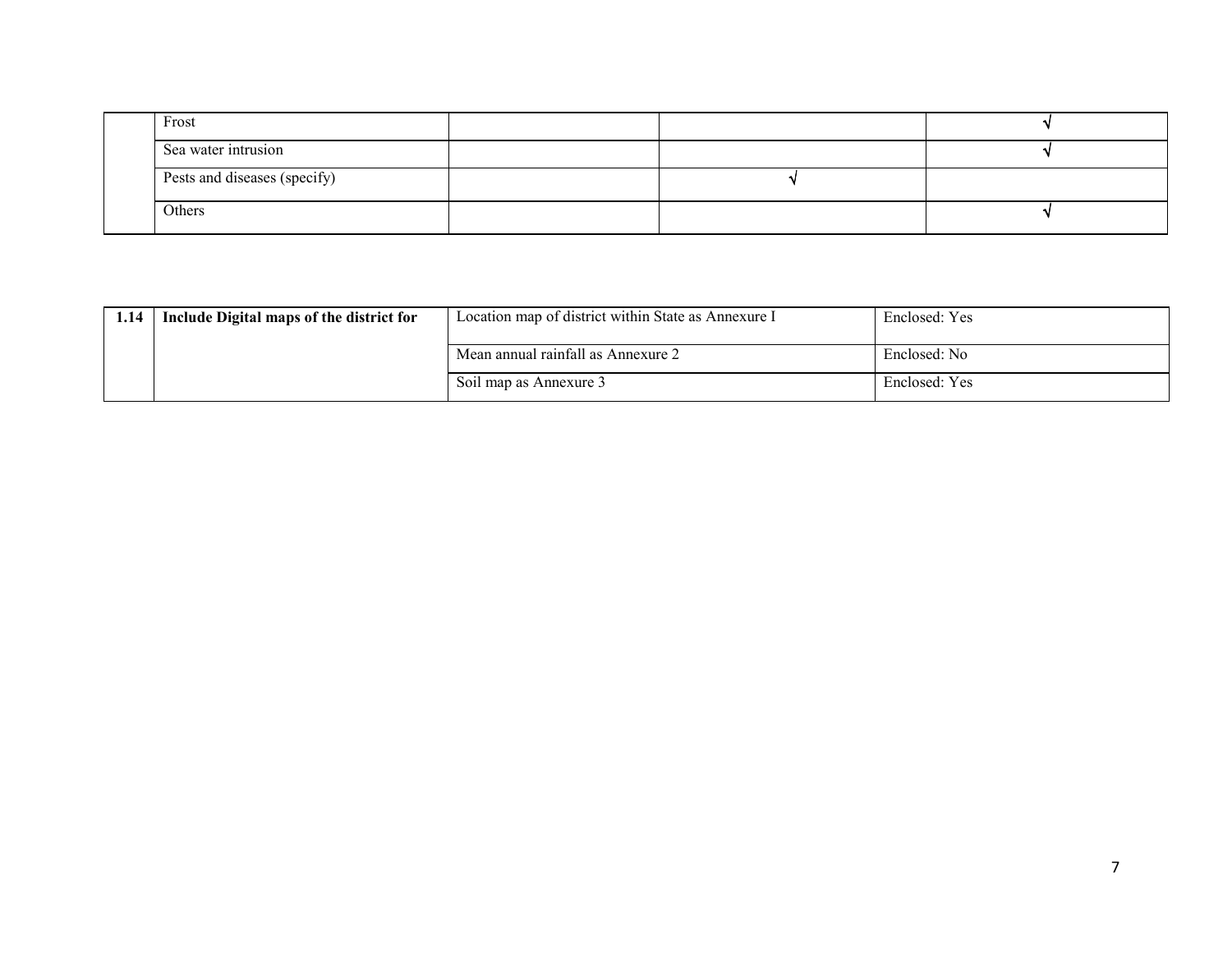| | | | | |
|---|---|---|---|---|
| | Frost | | | √ |
| | Sea water intrusion | | | √ |
| | Pests and diseases (specify) | | √ | |
| | Others | | | √ |

| | | | |
|---|---|---|---|
| **1.14** | **Include Digital maps of the district for** | Location map of district within State as Annexure I | Enclosed: Yes |
| | | Mean annual rainfall as Annexure 2 | Enclosed: No |
| | | Soil map as Annexure 3 | Enclosed: Yes |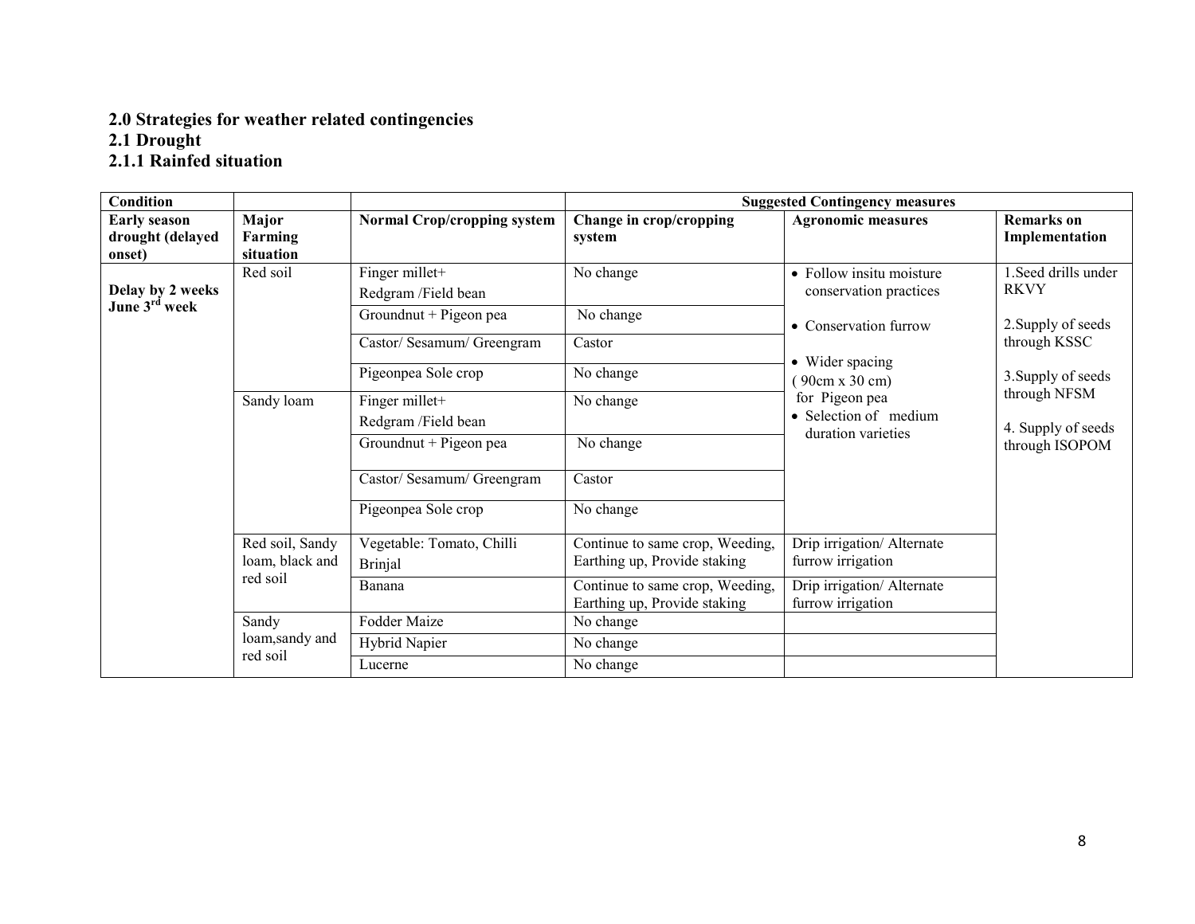### 2.0 Strategies for weather related contingencies

### 2.1 Drought

### 2.1.1 Rainfed situation

| Condition | | | Suggested Contingency measures | | |
|---|---|---|---|---|---|
| **Early season drought (delayed onset)** | **Major Farming situation** | **Normal Crop/cropping system** | **Change in crop/cropping system** | **Agronomic measures** | **Remarks on Implementation** |
| **Delay by 2 weeks June 3rd week** | Red soil | Finger millet+ Redgram /Field bean | No change | • Follow insitu moisture conservation practices • Conservation furrow • Wider spacing (90cm x 30 cm) for Pigeon pea • Selection of medium duration varieties | 1.Seed drills under RKVY 2.Supply of seeds through KSSC 3.Supply of seeds through NFSM 4. Supply of seeds through ISOPOM |
| | | Groundnut + Pigeon pea | No change | | |
| | | Castor/ Sesamum/ Greengram | Castor | | |
| | | Pigeonpea Sole crop | No change | | |
| | Sandy loam | Finger millet+ Redgram /Field bean | No change | | |
| | | Groundnut + Pigeon pea | No change | | |
| | | Castor/ Sesamum/ Greengram | Castor | | |
| | | Pigeonpea Sole crop | No change | | |
| | Red soil, Sandy loam, black and red soil | Vegetable: Tomato, Chilli Brinjal | Continue to same crop, Weeding, Earthing up, Provide staking | Drip irrigation/ Alternate furrow irrigation | |
| | | Banana | Continue to same crop, Weeding, Earthing up, Provide staking | Drip irrigation/ Alternate furrow irrigation | |
| | Sandy loam,sandy and red soil | Fodder Maize | No change | | |
| | | Hybrid Napier | No change | | |
| | | Lucerne | No change | | |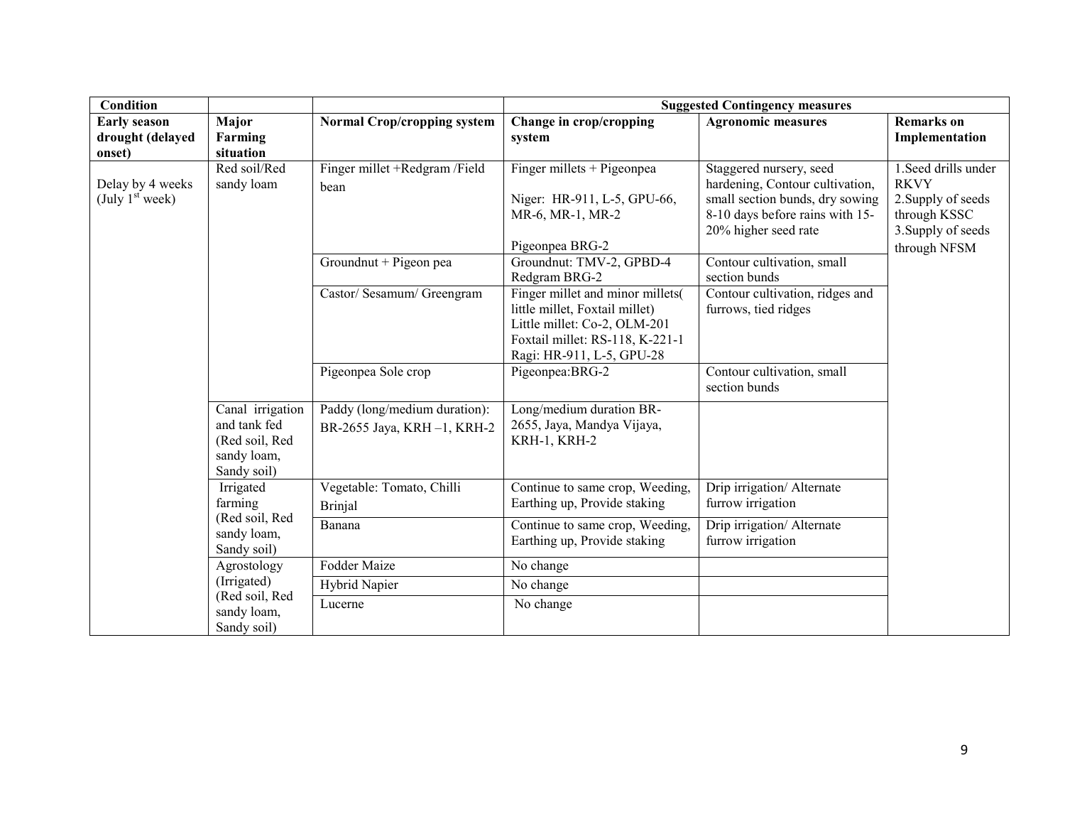| Condition | | | Suggested Contingency measures | | |
|---|---|---|---|---|---|
| **Early season drought (delayed onset)** | **Major Farming situation** | **Normal Crop/cropping system** | **Change in crop/cropping system** | **Agronomic measures** | **Remarks on Implementation** |
| Delay by 4 weeks (July 1st week) | Red soil/Red sandy loam | Finger millet +Redgram /Field bean | Finger millets + Pigeonpea<br><br>Niger: HR-911, L-5, GPU-66, MR-6, MR-1, MR-2<br><br>Pigeonpea BRG-2 | Staggered nursery, seed hardening, Contour cultivation, small section bunds, dry sowing 8-10 days before rains with 15-20% higher seed rate | 1.Seed drills under RKVY<br>2.Supply of seeds through KSSC<br>3.Supply of seeds through NFSM |
| | | Groundnut + Pigeon pea | Groundnut: TMV-2, GPBD-4<br>Redgram BRG-2 | Contour cultivation, small section bunds | |
| | | Castor/ Sesamum/ Greengram | Finger millet and minor millets( little millet, Foxtail millet)<br>Little millet: Co-2, OLM-201<br>Foxtail millet: RS-118, K-221-1<br>Ragi: HR-911, L-5, GPU-28 | Contour cultivation, ridges and furrows, tied ridges | |
| | | Pigeonpea Sole crop | Pigeonpea:BRG-2 | Contour cultivation, small section bunds | |
| | Canal irrigation and tank fed (Red soil, Red sandy loam, Sandy soil) | Paddy (long/medium duration): BR-2655 Jaya, KRH –1, KRH-2 | Long/medium duration BR-2655, Jaya, Mandya Vijaya, KRH-1, KRH-2 | | |
| | Irrigated farming (Red soil, Red sandy loam, Sandy soil) | Vegetable: Tomato, Chilli Brinjal | Continue to same crop, Weeding, Earthing up, Provide staking | Drip irrigation/ Alternate furrow irrigation | |
| | | Banana | Continue to same crop, Weeding, Earthing up, Provide staking | Drip irrigation/ Alternate furrow irrigation | |
| | Agrostology (Irrigated) (Red soil, Red sandy loam, Sandy soil) | Fodder Maize | No change | | |
| | | Hybrid Napier | No change | | |
| | | Lucerne | No change | | |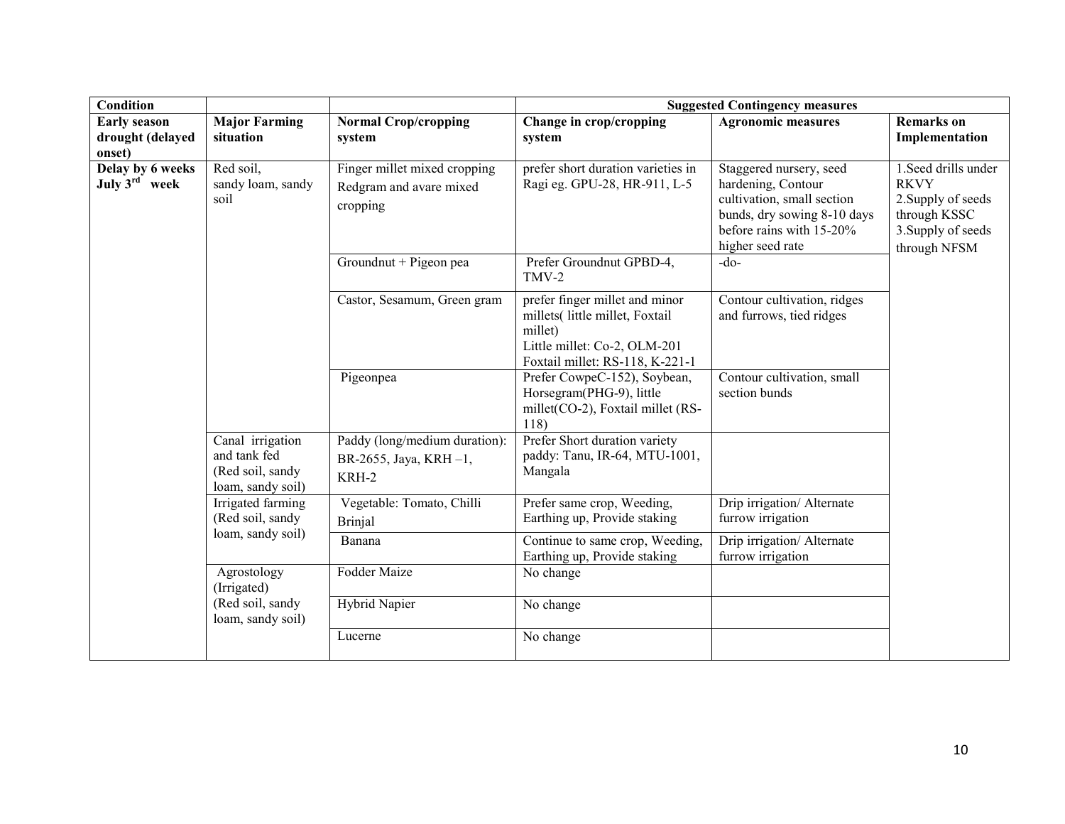| Condition | | | Suggested Contingency measures | | |
|---|---|---|---|---|---|
| **Early season drought (delayed onset)** | **Major Farming situation** | **Normal Crop/cropping system** | **Change in crop/cropping system** | **Agronomic measures** | **Remarks on Implementation** |
| **Delay by 6 weeks July 3rd week** | Red soil, sandy loam, sandy soil | Finger millet mixed cropping Redgram and avare mixed cropping | prefer short duration varieties in Ragi eg. GPU-28, HR-911, L-5 | Staggered nursery, seed hardening, Contour cultivation, small section bunds, dry sowing 8-10 days before rains with 15-20% higher seed rate | 1.Seed drills under RKVY 2.Supply of seeds through KSSC 3.Supply of seeds through NFSM |
| | | Groundnut + Pigeon pea | Prefer Groundnut GPBD-4, TMV-2 | -do- | |
| | | Castor, Sesamum, Green gram | prefer finger millet and minor millets( little millet, Foxtail millet) Little millet: Co-2, OLM-201 Foxtail millet: RS-118, K-221-1 | Contour cultivation, ridges and furrows, tied ridges | |
| | | Pigeonpea | Prefer CowpeC-152), Soybean, Horsegram(PHG-9), little millet(CO-2), Foxtail millet (RS-118) | Contour cultivation, small section bunds | |
| | Canal irrigation and tank fed (Red soil, sandy loam, sandy soil) | Paddy (long/medium duration): BR-2655, Jaya, KRH –1, KRH-2 | Prefer Short duration variety paddy: Tanu, IR-64, MTU-1001, Mangala | | |
| | Irrigated farming (Red soil, sandy loam, sandy soil) | Vegetable: Tomato, Chilli Brinjal | Prefer same crop, Weeding, Earthing up, Provide staking | Drip irrigation/ Alternate furrow irrigation | |
| | | Banana | Continue to same crop, Weeding, Earthing up, Provide staking | Drip irrigation/ Alternate furrow irrigation | |
| | Agrostology (Irrigated) (Red soil, sandy loam, sandy soil) | Fodder Maize | No change | | |
| | | Hybrid Napier | No change | | |
| | | Lucerne | No change | | |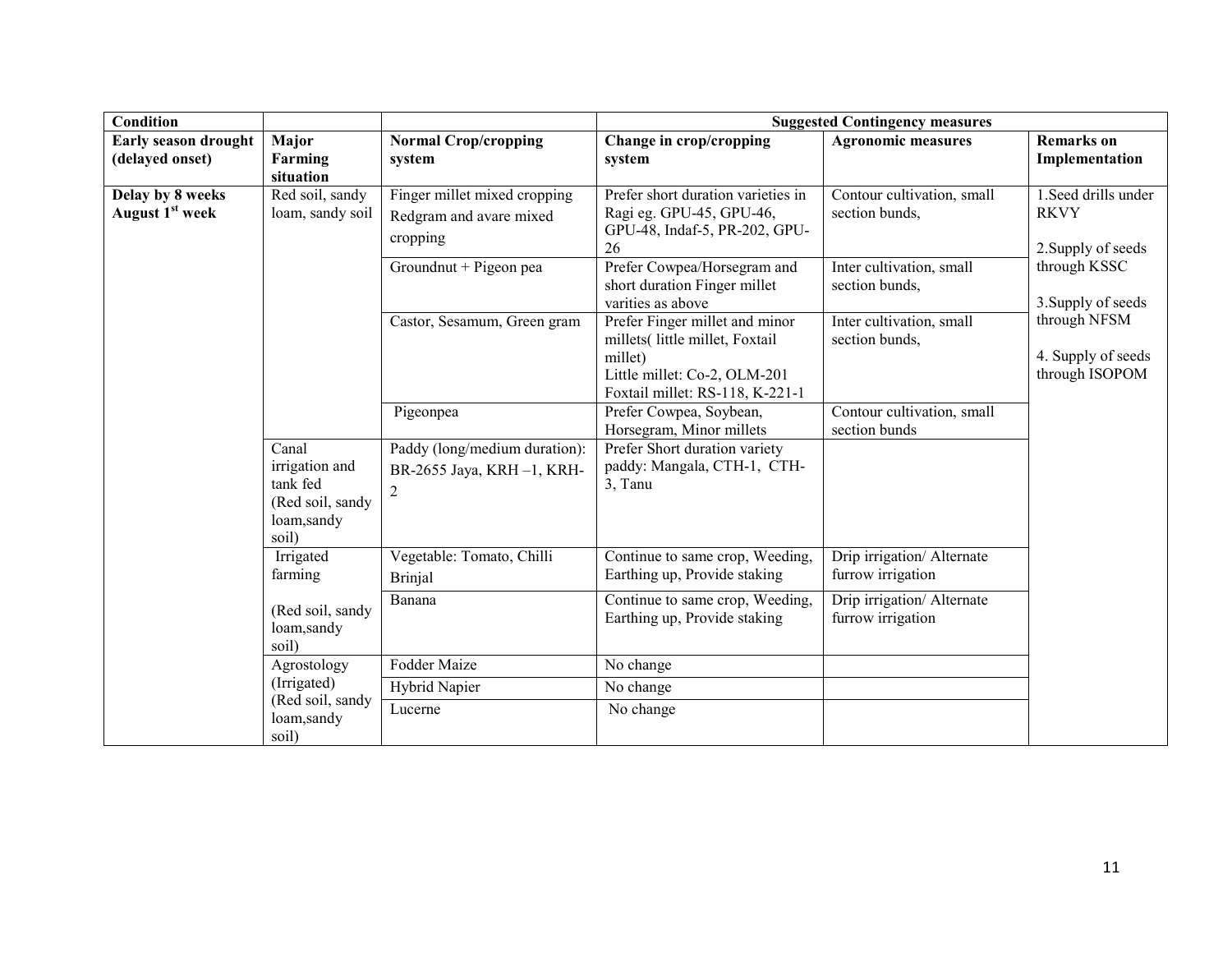| Condition | | | Suggested Contingency measures | | |
|---|---|---|---|---|---|
| **Early season drought (delayed onset)** | **Major Farming situation** | **Normal Crop/cropping system** | **Change in crop/cropping system** | **Agronomic measures** | **Remarks on Implementation** |
| **Delay by 8 weeks August 1st week** | Red soil, sandy loam, sandy soil | Finger millet mixed cropping Redgram and avare mixed cropping | Prefer short duration varieties in Ragi eg. GPU-45, GPU-46, GPU-48, Indaf-5, PR-202, GPU-26 | Contour cultivation, small section bunds, | 1.Seed drills under RKVY<br><br>2.Supply of seeds through KSSC<br><br>3.Supply of seeds through NFSM<br><br>4. Supply of seeds through ISOPOM |
| | | Groundnut + Pigeon pea | Prefer Cowpea/Horsegram and short duration Finger millet varities as above | Inter cultivation, small section bunds, | |
| | | Castor, Sesamum, Green gram | Prefer Finger millet and minor millets( little millet, Foxtail millet)<br>Little millet: Co-2, OLM-201<br>Foxtail millet: RS-118, K-221-1 | Inter cultivation, small section bunds, | |
| | | Pigeonpea | Prefer Cowpea, Soybean, Horsegram, Minor millets | Contour cultivation, small section bunds | |
| | Canal irrigation and tank fed (Red soil, sandy loam,sandy soil) | Paddy (long/medium duration): BR-2655 Jaya, KRH –1, KRH-2 | Prefer Short duration variety paddy: Mangala, CTH-1, CTH-3, Tanu | | |
| | Irrigated farming<br><br>(Red soil, sandy loam,sandy soil) | Vegetable: Tomato, Chilli Brinjal | Continue to same crop, Weeding, Earthing up, Provide staking | Drip irrigation/ Alternate furrow irrigation | |
| | | Banana | Continue to same crop, Weeding, Earthing up, Provide staking | Drip irrigation/ Alternate furrow irrigation | |
| | Agrostology (Irrigated) (Red soil, sandy loam,sandy soil) | Fodder Maize | No change | | |
| | | Hybrid Napier | No change | | |
| | | Lucerne | No change | | |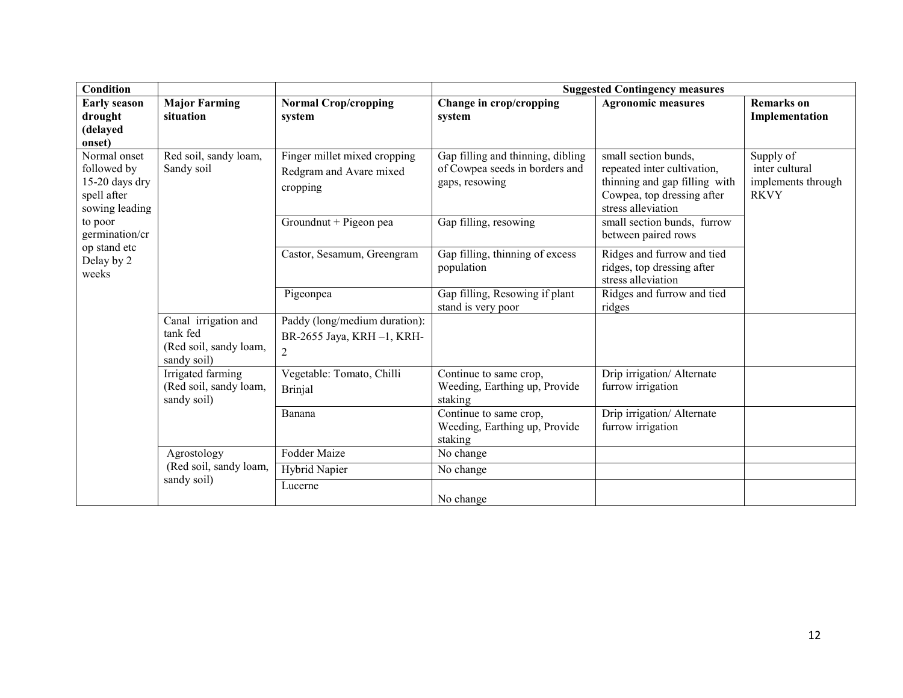| Condition | | | Suggested Contingency measures | | |
|---|---|---|---|---|---|
| **Early season drought (delayed onset)** | **Major Farming situation** | **Normal Crop/cropping system** | **Change in crop/cropping system** | **Agronomic measures** | **Remarks on Implementation** |
| Normal onset followed by 15-20 days dry spell after sowing leading to poor germination/crop stand etc Delay by 2 weeks | Red soil, sandy loam, Sandy soil | Finger millet mixed cropping Redgram and Avare mixed cropping | Gap filling and thinning, dibling of Cowpea seeds in borders and gaps, resowing | small section bunds, repeated inter cultivation, thinning and gap filling with Cowpea, top dressing after stress alleviation | Supply of inter cultural implements through RKVY |
| | | Groundnut + Pigeon pea | Gap filling, resowing | small section bunds, furrow between paired rows | |
| | | Castor, Sesamum, Greengram | Gap filling, thinning of excess population | Ridges and furrow and tied ridges, top dressing after stress alleviation | |
| | | Pigeonpea | Gap filling, Resowing if plant stand is very poor | Ridges and furrow and tied ridges | |
| | Canal irrigation and tank fed (Red soil, sandy loam, sandy soil) | Paddy (long/medium duration): BR-2655 Jaya, KRH –1, KRH-2 | | | |
| | Irrigated farming (Red soil, sandy loam, sandy soil) | Vegetable: Tomato, Chilli Brinjal | Continue to same crop, Weeding, Earthing up, Provide staking | Drip irrigation/ Alternate furrow irrigation | |
| | | Banana | Continue to same crop, Weeding, Earthing up, Provide staking | Drip irrigation/ Alternate furrow irrigation | |
| | Agrostology (Red soil, sandy loam, sandy soil) | Fodder Maize | No change | | |
| | | Hybrid Napier | No change | | |
| | | Lucerne | No change | | |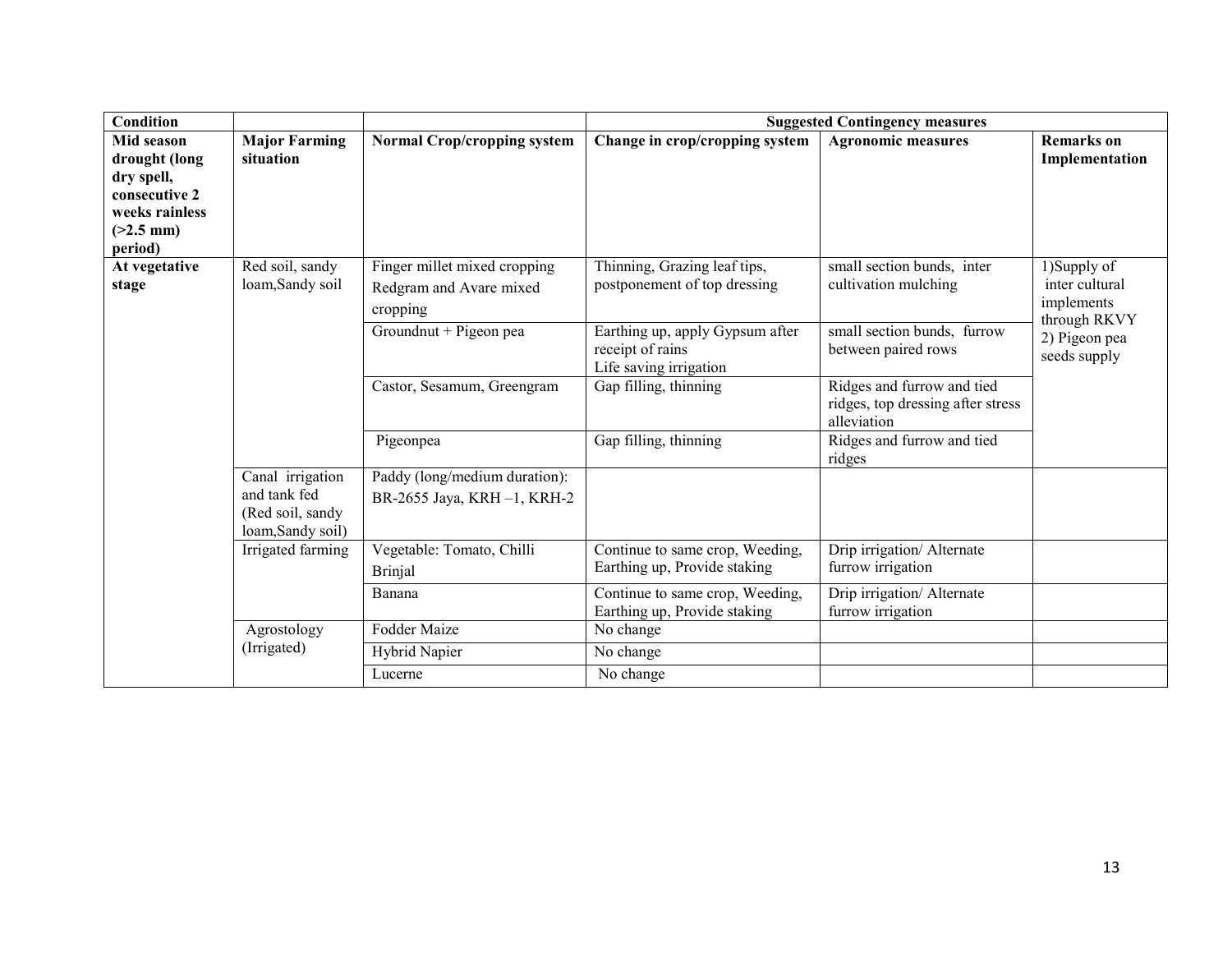| Condition | | | Suggested Contingency measures | | |
|---|---|---|---|---|---|
| **Mid season drought (long dry spell, consecutive 2 weeks rainless (>2.5 mm) period)** | **Major Farming situation** | **Normal Crop/cropping system** | **Change in crop/cropping system** | **Agronomic measures** | **Remarks on Implementation** |
| **At vegetative stage** | Red soil, sandy loam,Sandy soil | Finger millet mixed cropping Redgram and Avare mixed cropping | Thinning, Grazing leaf tips, postponement of top dressing | small section bunds, inter cultivation mulching | 1)Supply of inter cultural implements through RKVY 2) Pigeon pea seeds supply |
| | | Groundnut + Pigeon pea | Earthing up, apply Gypsum after receipt of rains Life saving irrigation | small section bunds, furrow between paired rows | |
| | | Castor, Sesamum, Greengram | Gap filling, thinning | Ridges and furrow and tied ridges, top dressing after stress alleviation | |
| | | Pigeonpea | Gap filling, thinning | Ridges and furrow and tied ridges | |
| | Canal irrigation and tank fed (Red soil, sandy loam,Sandy soil) | Paddy (long/medium duration): BR-2655 Jaya, KRH –1, KRH-2 | | | |
| | Irrigated farming | Vegetable: Tomato, Chilli Brinjal | Continue to same crop, Weeding, Earthing up, Provide staking | Drip irrigation/ Alternate furrow irrigation | |
| | | Banana | Continue to same crop, Weeding, Earthing up, Provide staking | Drip irrigation/ Alternate furrow irrigation | |
| | Agrostology (Irrigated) | Fodder Maize | No change | | |
| | | Hybrid Napier | No change | | |
| | | Lucerne | No change | | |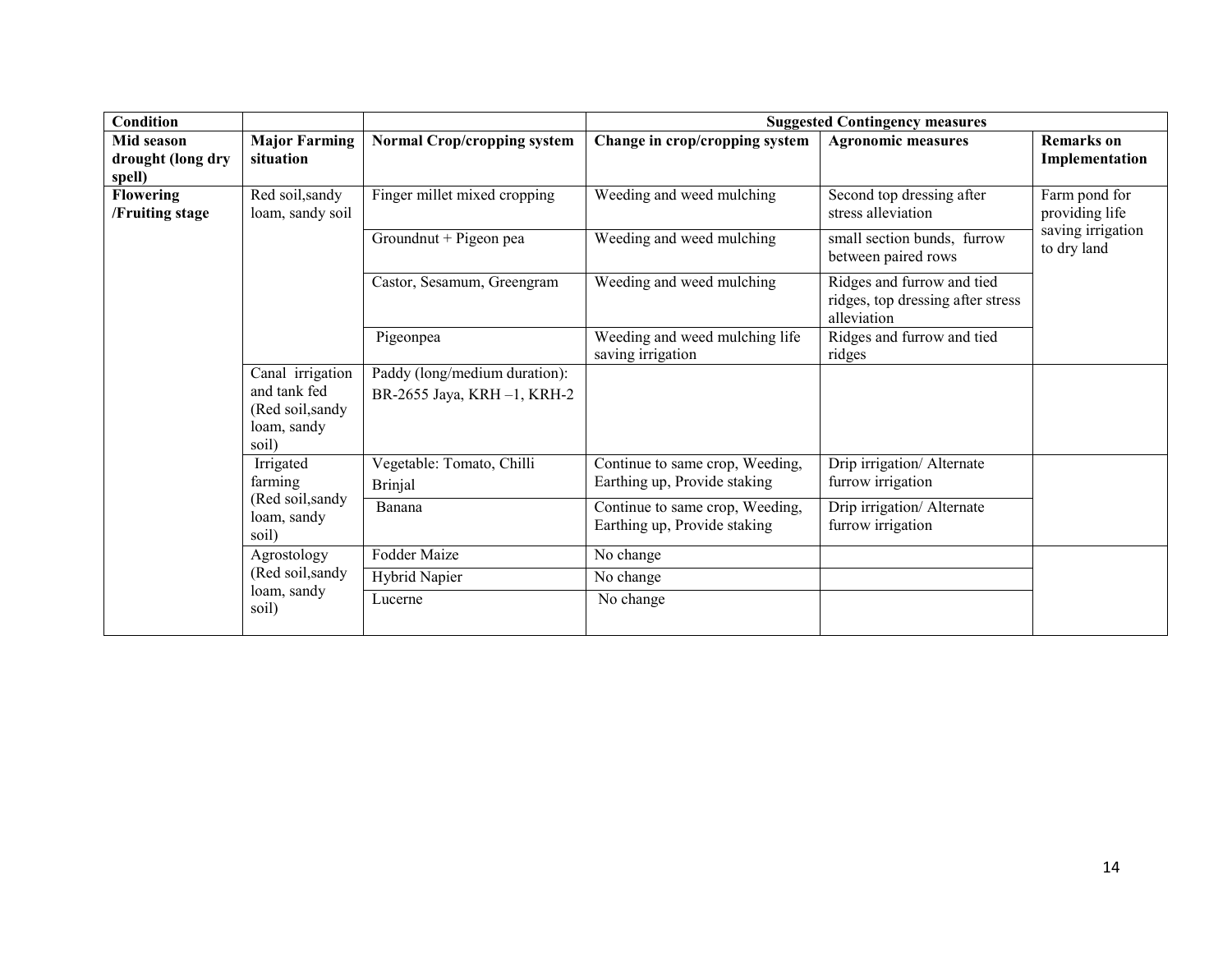| Condition | | | Suggested Contingency measures | | |
|---|---|---|---|---|---|
| **Mid season drought (long dry spell)** | **Major Farming situation** | **Normal Crop/cropping system** | **Change in crop/cropping system** | **Agronomic measures** | **Remarks on Implementation** |
| **Flowering /Fruiting stage** | Red soil,sandy loam, sandy soil | Finger millet mixed cropping | Weeding and weed mulching | Second top dressing after stress alleviation | Farm pond for providing life saving irrigation to dry land |
| | | Groundnut + Pigeon pea | Weeding and weed mulching | small section bunds, furrow between paired rows | |
| | | Castor, Sesamum, Greengram | Weeding and weed mulching | Ridges and furrow and tied ridges, top dressing after stress alleviation | |
| | | Pigeonpea | Weeding and weed mulching life saving irrigation | Ridges and furrow and tied ridges | |
| | Canal irrigation and tank fed (Red soil,sandy loam, sandy soil) | Paddy (long/medium duration): BR-2655 Jaya, KRH –1, KRH-2 | | | |
| | Irrigated farming (Red soil,sandy loam, sandy soil) | Vegetable: Tomato, Chilli Brinjal | Continue to same crop, Weeding, Earthing up, Provide staking | Drip irrigation/ Alternate furrow irrigation | |
| | | Banana | Continue to same crop, Weeding, Earthing up, Provide staking | Drip irrigation/ Alternate furrow irrigation | |
| | Agrostology (Red soil,sandy loam, sandy soil) | Fodder Maize | No change | | |
| | | Hybrid Napier | No change | | |
| | | Lucerne | No change | | |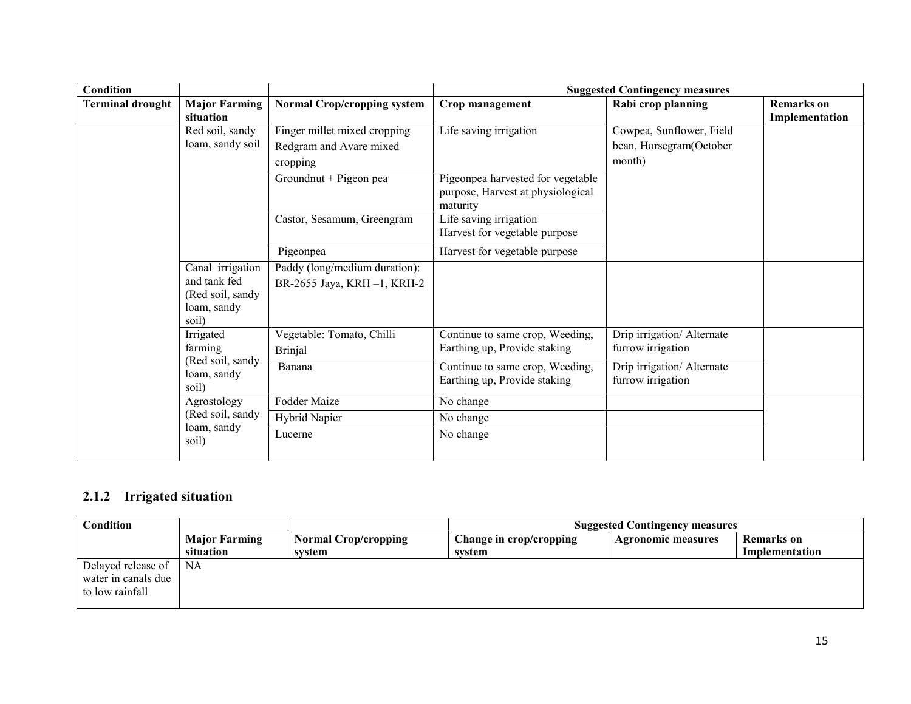| Condition | | | Suggested Contingency measures | | |
|---|---|---|---|---|---|
| Terminal drought | Major Farming situation | Normal Crop/cropping system | Crop management | Rabi crop planning | Remarks on Implementation |
| | Red soil, sandy loam, sandy soil | Finger millet mixed cropping Redgram and Avare mixed cropping | Life saving irrigation | Cowpea, Sunflower, Field bean, Horsegram(October month) | |
| | | Groundnut + Pigeon pea | Pigeonpea harvested for vegetable purpose, Harvest at physiological maturity | | |
| | | Castor, Sesamum, Greengram | Life saving irrigation Harvest for vegetable purpose | | |
| | | Pigeonpea | Harvest for vegetable purpose | | |
| | Canal irrigation and tank fed (Red soil, sandy loam, sandy soil) | Paddy (long/medium duration): BR-2655 Jaya, KRH –1, KRH-2 | | | |
| | Irrigated farming (Red soil, sandy loam, sandy soil) | Vegetable: Tomato, Chilli Brinjal | Continue to same crop, Weeding, Earthing up, Provide staking | Drip irrigation/ Alternate furrow irrigation | |
| | | Banana | Continue to same crop, Weeding, Earthing up, Provide staking | Drip irrigation/ Alternate furrow irrigation | |
| | Agrostology (Red soil, sandy loam, sandy soil) | Fodder Maize | No change | | |
| | | Hybrid Napier | No change | | |
| | | Lucerne | No change | | |

### 2.1.2 Irrigated situation

| Condition | | | Suggested Contingency measures | | |
|---|---|---|---|---|---|
| | Major Farming situation | Normal Crop/cropping system | Change in crop/cropping system | Agronomic measures | Remarks on Implementation |
| Delayed release of water in canals due to low rainfall | NA | | | | |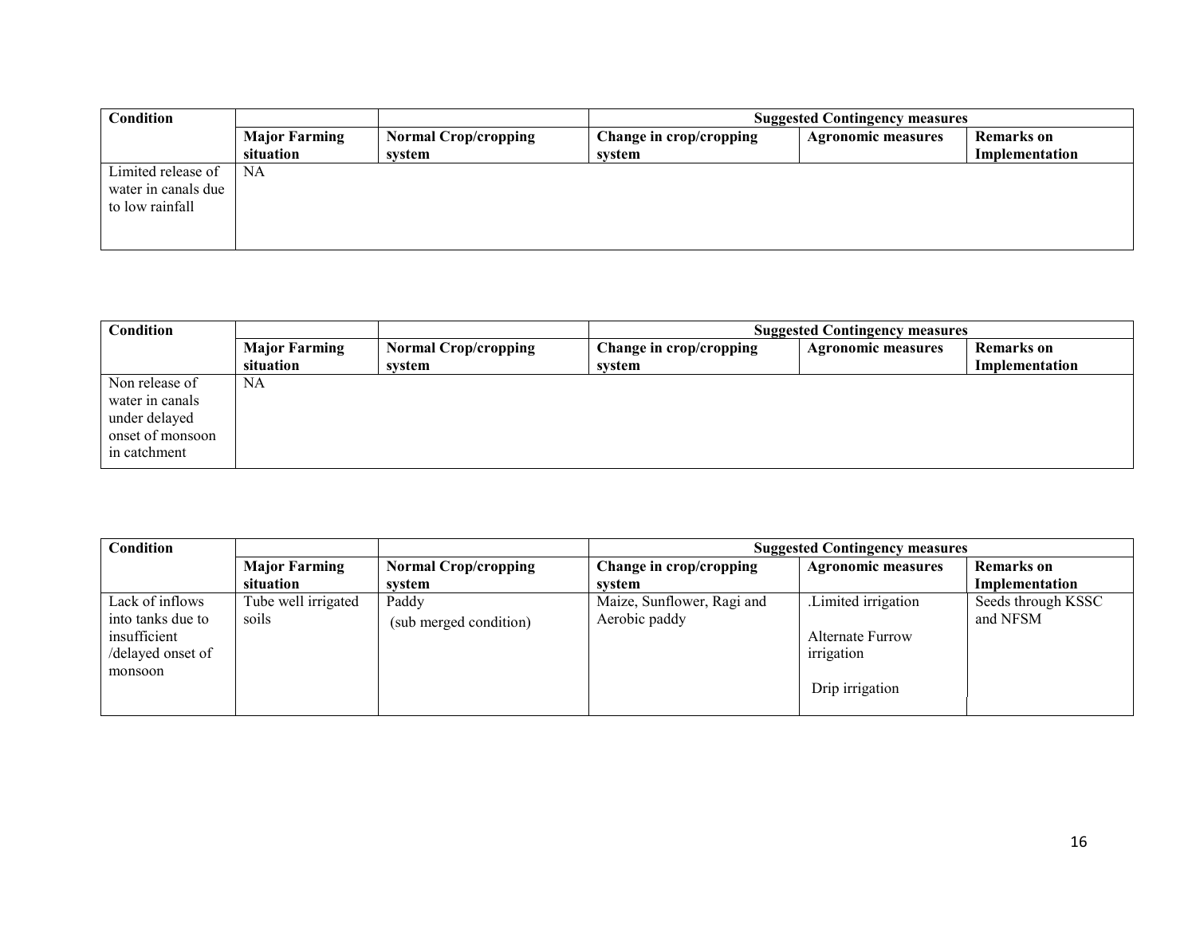| Condition | | | Suggested Contingency measures | | |
|---|---|---|---|---|---|
| | Major Farming situation | Normal Crop/cropping system | Change in crop/cropping system | Agronomic measures | Remarks on Implementation |
| Limited release of water in canals due to low rainfall | NA | | | | |

| Condition | | | Suggested Contingency measures | | |
|---|---|---|---|---|---|
| | Major Farming situation | Normal Crop/cropping system | Change in crop/cropping system | Agronomic measures | Remarks on Implementation |
| Non release of water in canals under delayed onset of monsoon in catchment | NA | | | | |

| Condition | | | Suggested Contingency measures | | |
|---|---|---|---|---|---|
| | Major Farming situation | Normal Crop/cropping system | Change in crop/cropping system | Agronomic measures | Remarks on Implementation |
| Lack of inflows into tanks due to insufficient /delayed onset of monsoon | Tube well irrigated soils | Paddy (sub merged condition) | Maize, Sunflower, Ragi and Aerobic paddy | .Limited irrigation<br><br>Alternate Furrow irrigation<br><br>Drip irrigation | Seeds through KSSC and NFSM |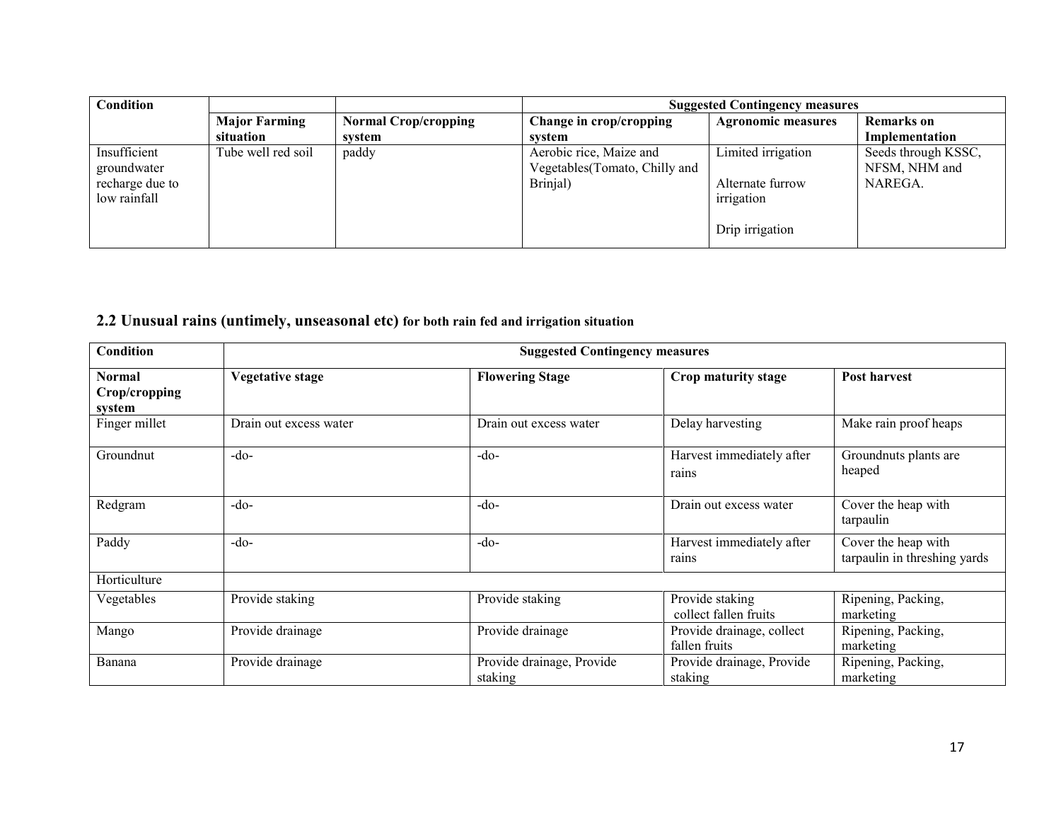| Condition | | | Suggested Contingency measures | | |
|---|---|---|---|---|---|
| | Major Farming situation | Normal Crop/cropping system | Change in crop/cropping system | Agronomic measures | Remarks on Implementation |
| Insufficient groundwater recharge due to low rainfall | Tube well red soil | paddy | Aerobic rice, Maize and Vegetables(Tomato, Chilly and Brinjal) | Limited irrigation<br><br>Alternate furrow irrigation<br><br>Drip irrigation | Seeds through KSSC, NFSM, NHM and NAREGA. |

## 2.2 Unusual rains (untimely, unseasonal etc) for both rain fed and irrigation situation

| Condition | Suggested Contingency measures | | | |
|---|---|---|---|---|
| **Normal Crop/cropping system** | **Vegetative stage** | **Flowering Stage** | **Crop maturity stage** | **Post harvest** |
| Finger millet | Drain out excess water | Drain out excess water | Delay harvesting | Make rain proof heaps |
| Groundnut | -do- | -do- | Harvest immediately after rains | Groundnuts plants are heaped |
| Redgram | -do- | -do- | Drain out excess water | Cover the heap with tarpaulin |
| Paddy | -do- | -do- | Harvest immediately after rains | Cover the heap with tarpaulin in threshing yards |
| Horticulture | | | | |
| Vegetables | Provide staking | Provide staking | Provide staking collect fallen fruits | Ripening, Packing, marketing |
| Mango | Provide drainage | Provide drainage | Provide drainage, collect fallen fruits | Ripening, Packing, marketing |
| Banana | Provide drainage | Provide drainage, Provide staking | Provide drainage, Provide staking | Ripening, Packing, marketing |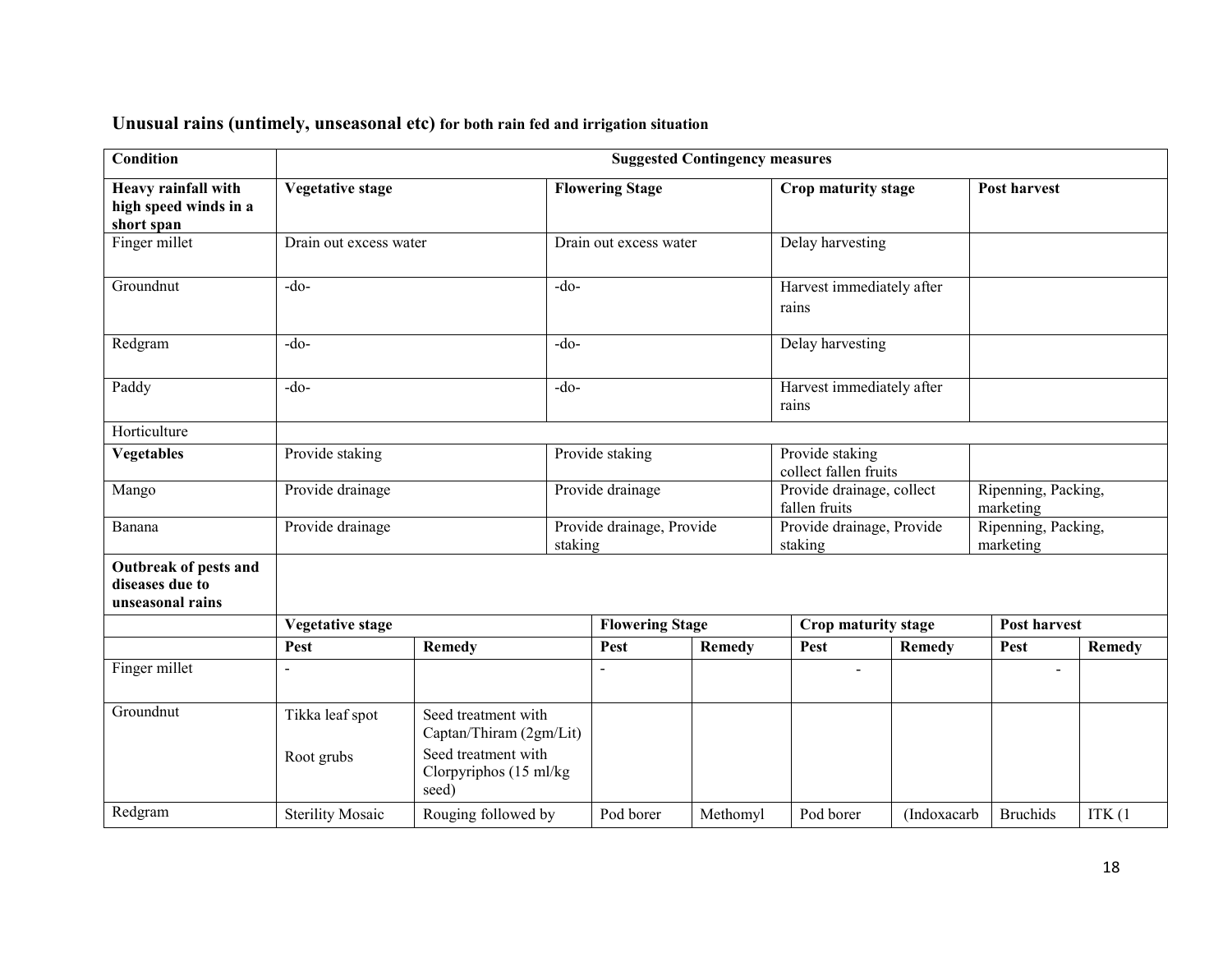### Unusual rains (untimely, unseasonal etc) for both rain fed and irrigation situation

| **Condition** | **Suggested Contingency measures** | | | |
|---|---|---|---|---|
| **Heavy rainfall with high speed winds in a short span** | **Vegetative stage** | **Flowering Stage** | **Crop maturity stage** | **Post harvest** |
| Finger millet | Drain out excess water | Drain out excess water | Delay harvesting | |
| Groundnut | -do- | -do- | Harvest immediately after rains | |
| Redgram | -do- | -do- | Delay harvesting | |
| Paddy | -do- | -do- | Harvest immediately after rains | |
| Horticulture | | | | |
| **Vegetables** | Provide staking | Provide staking | Provide staking collect fallen fruits | |
| Mango | Provide drainage | Provide drainage | Provide drainage, collect fallen fruits | Ripenning, Packing, marketing |
| Banana | Provide drainage | Provide drainage, Provide staking | Provide drainage, Provide staking | Ripenning, Packing, marketing |

| **Outbreak of pests and diseases due to unseasonal rains** | | | | | | | | |
|---|---|---|---|---|---|---|---|---|
| | **Vegetative stage** | | **Flowering Stage** | | **Crop maturity stage** | | **Post harvest** | |
| | **Pest** | **Remedy** | **Pest** | **Remedy** | **Pest** | **Remedy** | **Pest** | **Remedy** |
| Finger millet | - | | - | | - | | - | |
| Groundnut | Tikka leaf spot<br><br>Root grubs | Seed treatment with Captan/Thiram (2gm/Lit)<br>Seed treatment with Clorpyriphos (15 ml/kg seed) | | | | | | |
| Redgram | Sterility Mosaic | Rouging followed by | Pod borer | Methomyl | Pod borer | (Indoxacarb | Bruchids | ITK (1 |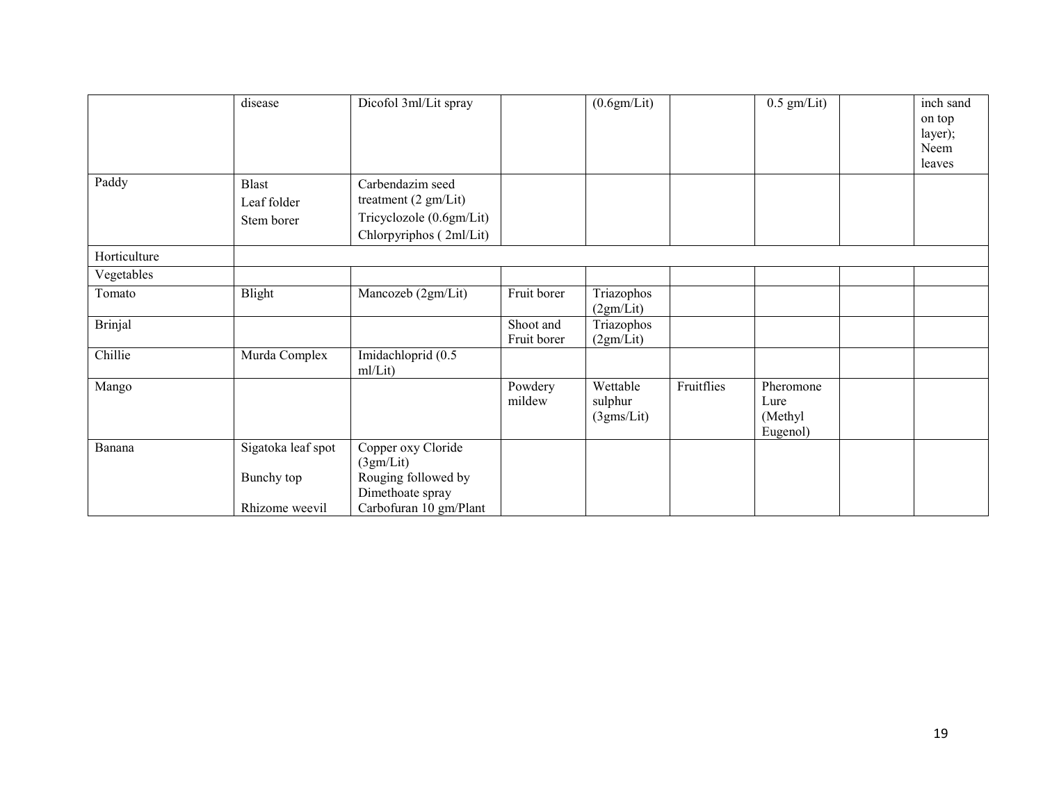| | | | | | | | | |
|---|---|---|---|---|---|---|---|---|
| | disease | Dicofol 3ml/Lit spray | | (0.6gm/Lit) | | 0.5 gm/Lit) | | inch sand on top layer); Neem leaves |
| Paddy | Blast<br>Leaf folder<br>Stem borer | Carbendazim seed treatment (2 gm/Lit)<br>Tricyclozole (0.6gm/Lit)<br>Chlorpyriphos ( 2ml/Lit) | | | | | | |
| Horticulture | | | | | | | | |
| Vegetables | | | | | | | | |
| Tomato | Blight | Mancozeb (2gm/Lit) | Fruit borer | Triazophos (2gm/Lit) | | | | |
| Brinjal | | | Shoot and Fruit borer | Triazophos (2gm/Lit) | | | | |
| Chillie | Murda Complex | Imidachloprid (0.5 ml/Lit) | | | | | | |
| Mango | | | Powdery mildew | Wettable sulphur (3gms/Lit) | Fruitflies | Pheromone Lure (Methyl Eugenol) | | |
| Banana | Sigatoka leaf spot<br>Bunchy top<br>Rhizome weevil | Copper oxy Cloride (3gm/Lit)<br>Rouging followed by Dimethoate spray<br>Carbofuran 10 gm/Plant | | | | | | |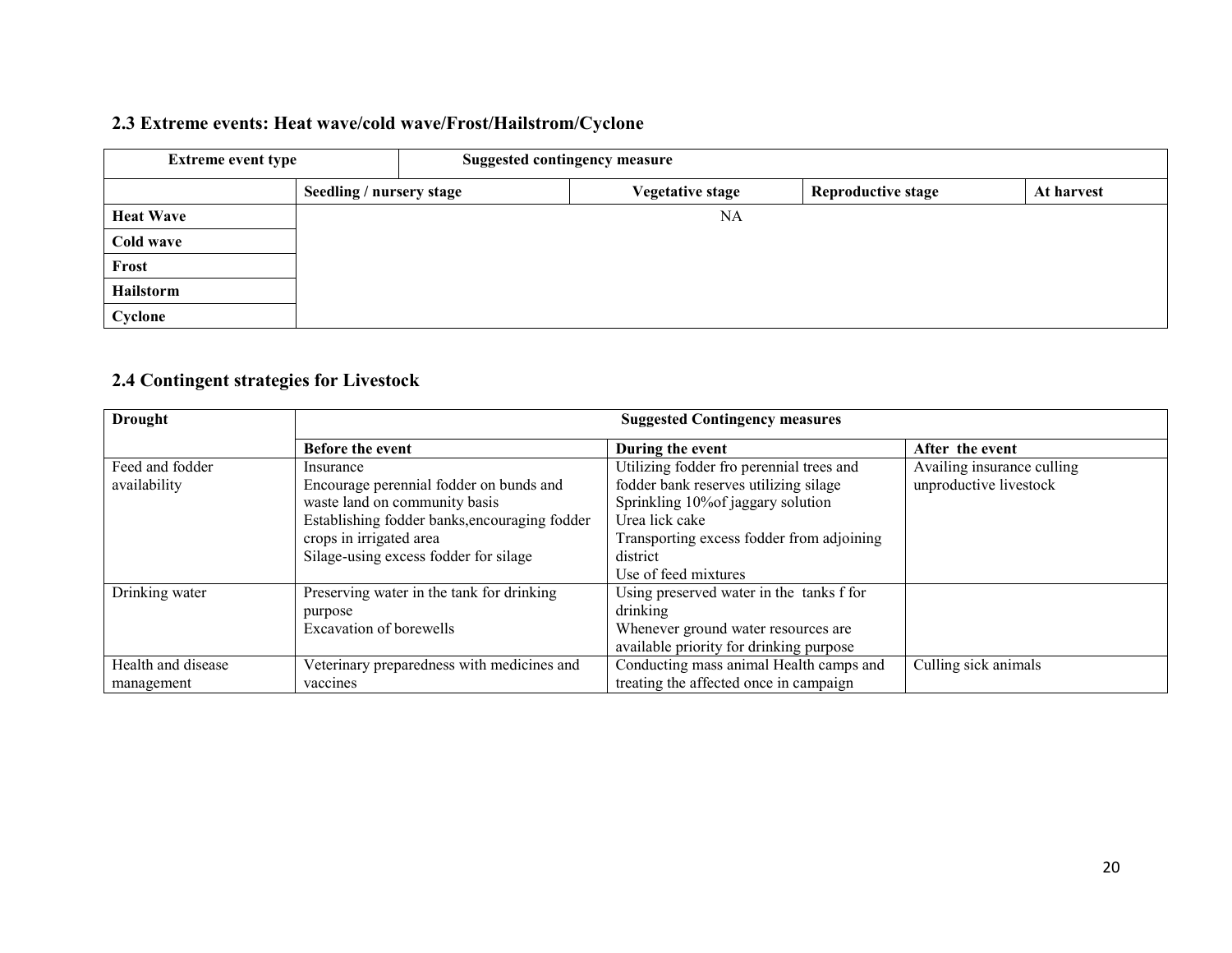### 2.3 Extreme events: Heat wave/cold wave/Frost/Hailstrom/Cyclone

| Extreme event type | Suggested contingency measure | | | |
|---|---|---|---|---|
| | Seedling / nursery stage | Vegetative stage | Reproductive stage | At harvest |
| Heat Wave | NA | | | |
| Cold wave | | | | |
| Frost | | | | |
| Hailstorm | | | | |
| Cyclone | | | | |

### 2.4 Contingent strategies for Livestock

| Drought | Suggested Contingency measures | | |
|---|---|---|---|
| | Before the event | During the event | After the event |
| Feed and fodder availability | Insurance<br>Encourage perennial fodder on bunds and waste land on community basis<br>Establishing fodder banks,encouraging fodder crops in irrigated area<br>Silage-using excess fodder for silage | Utilizing fodder fro perennial trees and fodder bank reserves utilizing silage<br>Sprinkling 10%of jaggary solution<br>Urea lick cake<br>Transporting excess fodder from adjoining district<br>Use of feed mixtures | Availing insurance culling unproductive livestock |
| Drinking water | Preserving water in the tank for drinking purpose<br>Excavation of borewells | Using preserved water in the tanks f for drinking<br>Whenever ground water resources are available priority for drinking purpose | |
| Health and disease management | Veterinary preparedness with medicines and vaccines | Conducting mass animal Health camps and treating the affected once in campaign | Culling sick animals |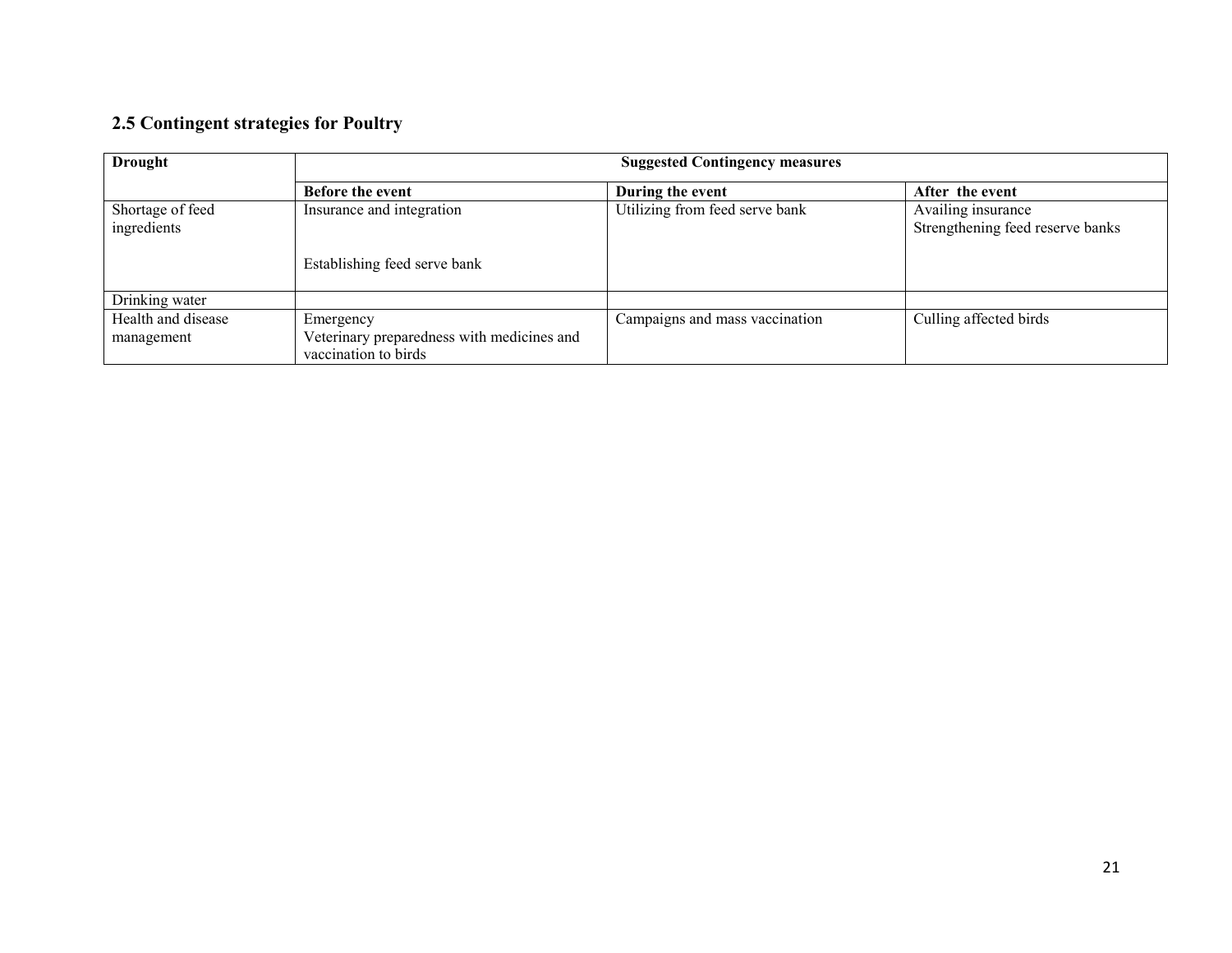## 2.5 Contingent strategies for Poultry

| Drought | Suggested Contingency measures | | |
|---|---|---|---|
| | **Before the event** | **During the event** | **After the event** |
| Shortage of feed ingredients | Insurance and integration<br><br>Establishing feed serve bank | Utilizing from feed serve bank | Availing insurance<br>Strengthening feed reserve banks |
| Drinking water | | | |
| Health and disease management | Emergency<br>Veterinary preparedness with medicines and vaccination to birds | Campaigns and mass vaccination | Culling affected birds |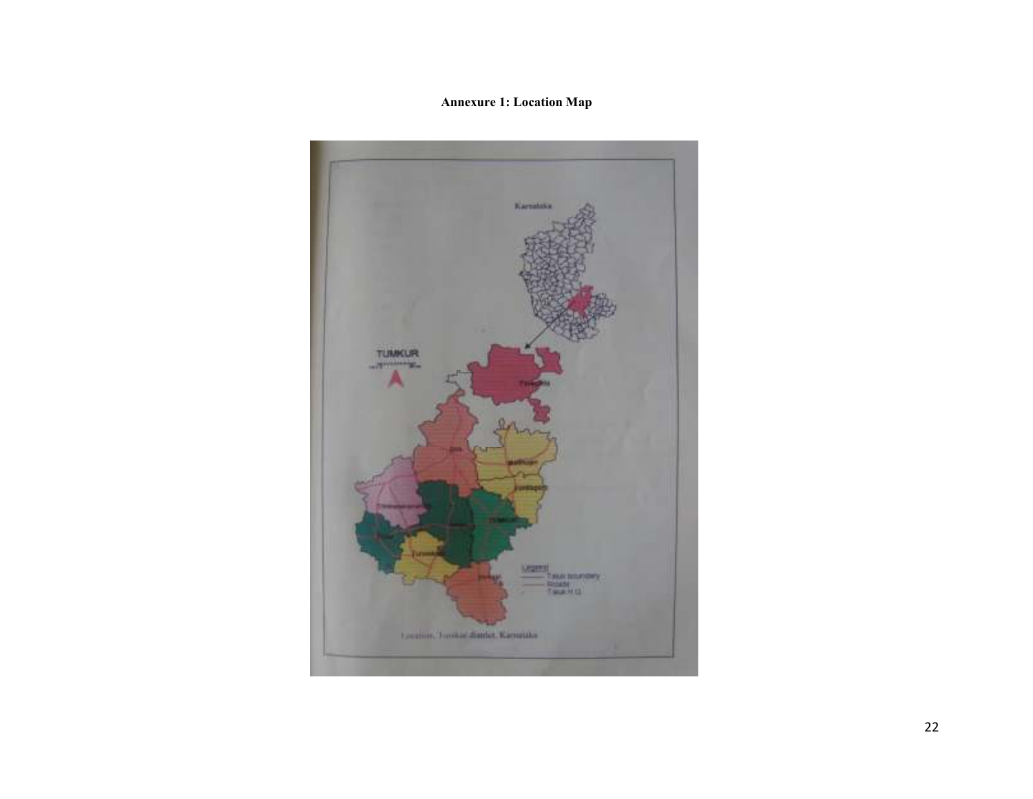**Annexure 1: Location Map**

Karnataka

TUMKUR

Legend
Taluk boundary
Roads
Taluk H.Q.

Location, Tumkur district, Karnataka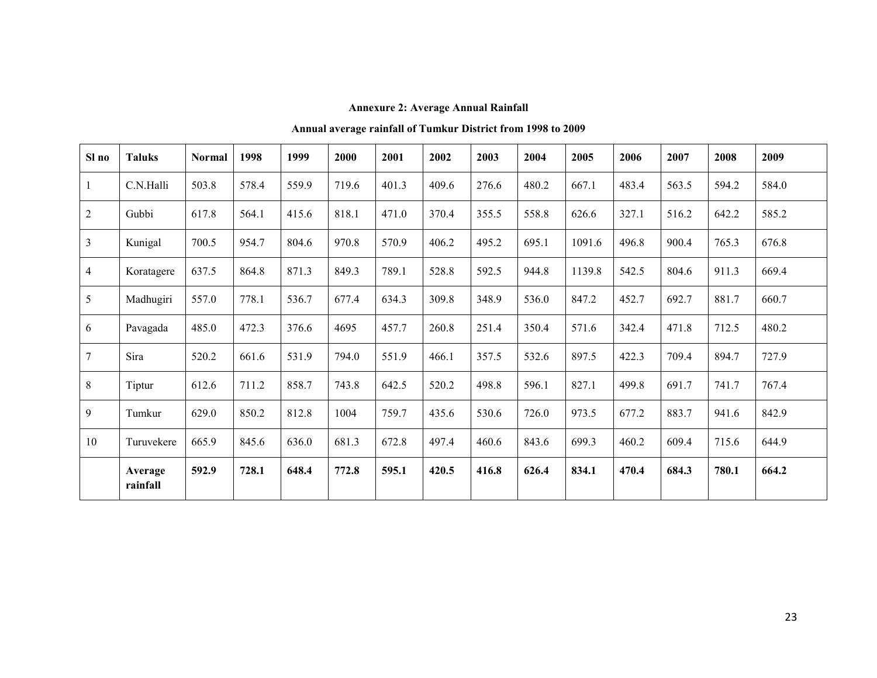**Annexure 2: Average Annual Rainfall**

**Annual average rainfall of Tumkur District from 1998 to 2009**

| Sl no | Taluks | Normal | 1998 | 1999 | 2000 | 2001 | 2002 | 2003 | 2004 | 2005 | 2006 | 2007 | 2008 | 2009 |
|---|---|---|---|---|---|---|---|---|---|---|---|---|---|---|
| 1 | C.N.Halli | 503.8 | 578.4 | 559.9 | 719.6 | 401.3 | 409.6 | 276.6 | 480.2 | 667.1 | 483.4 | 563.5 | 594.2 | 584.0 |
| 2 | Gubbi | 617.8 | 564.1 | 415.6 | 818.1 | 471.0 | 370.4 | 355.5 | 558.8 | 626.6 | 327.1 | 516.2 | 642.2 | 585.2 |
| 3 | Kunigal | 700.5 | 954.7 | 804.6 | 970.8 | 570.9 | 406.2 | 495.2 | 695.1 | 1091.6 | 496.8 | 900.4 | 765.3 | 676.8 |
| 4 | Koratagere | 637.5 | 864.8 | 871.3 | 849.3 | 789.1 | 528.8 | 592.5 | 944.8 | 1139.8 | 542.5 | 804.6 | 911.3 | 669.4 |
| 5 | Madhugiri | 557.0 | 778.1 | 536.7 | 677.4 | 634.3 | 309.8 | 348.9 | 536.0 | 847.2 | 452.7 | 692.7 | 881.7 | 660.7 |
| 6 | Pavagada | 485.0 | 472.3 | 376.6 | 4695 | 457.7 | 260.8 | 251.4 | 350.4 | 571.6 | 342.4 | 471.8 | 712.5 | 480.2 |
| 7 | Sira | 520.2 | 661.6 | 531.9 | 794.0 | 551.9 | 466.1 | 357.5 | 532.6 | 897.5 | 422.3 | 709.4 | 894.7 | 727.9 |
| 8 | Tiptur | 612.6 | 711.2 | 858.7 | 743.8 | 642.5 | 520.2 | 498.8 | 596.1 | 827.1 | 499.8 | 691.7 | 741.7 | 767.4 |
| 9 | Tumkur | 629.0 | 850.2 | 812.8 | 1004 | 759.7 | 435.6 | 530.6 | 726.0 | 973.5 | 677.2 | 883.7 | 941.6 | 842.9 |
| 10 | Turuvekere | 665.9 | 845.6 | 636.0 | 681.3 | 672.8 | 497.4 | 460.6 | 843.6 | 699.3 | 460.2 | 609.4 | 715.6 | 644.9 |
| | **Average rainfall** | **592.9** | **728.1** | **648.4** | **772.8** | **595.1** | **420.5** | **416.8** | **626.4** | **834.1** | **470.4** | **684.3** | **780.1** | **664.2** |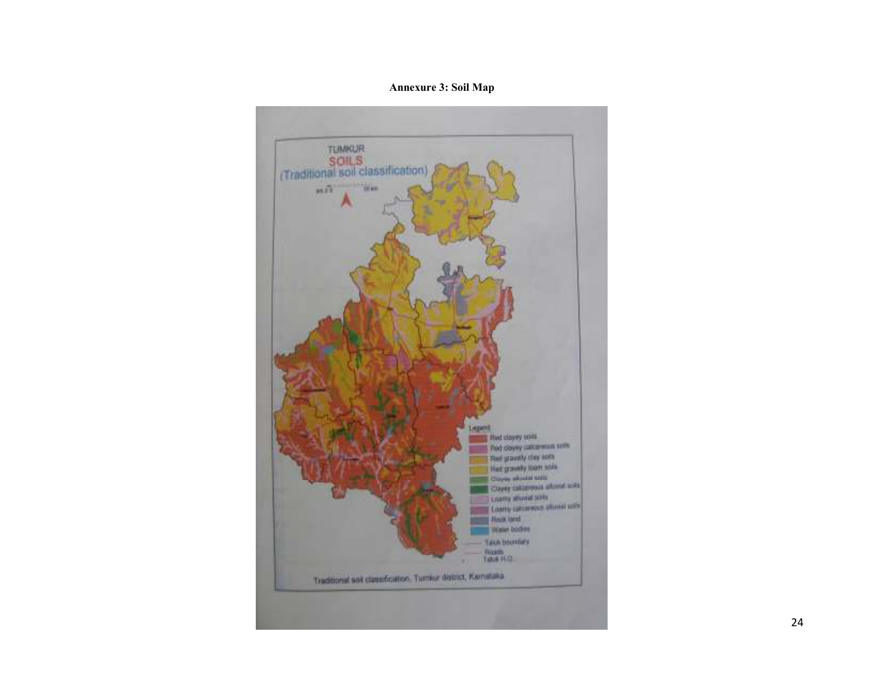**Annexure 3: Soil Map**

TUMKUR
SOILS
(Traditional soil classification)

Legend
Red clayey soils
Red clayey calcareous soils
Red gravelly clay soils
Red gravelly loam soils
Clayey alluvial soils
Clayey calcareous alluvial soils
Loamy alluvial soils
Loamy calcareous alluvial soils
Rock land
Water bodies
Taluk boundary
Roads
Taluk H.Q.

Traditional soil classification, Tumkur district, Karnataka